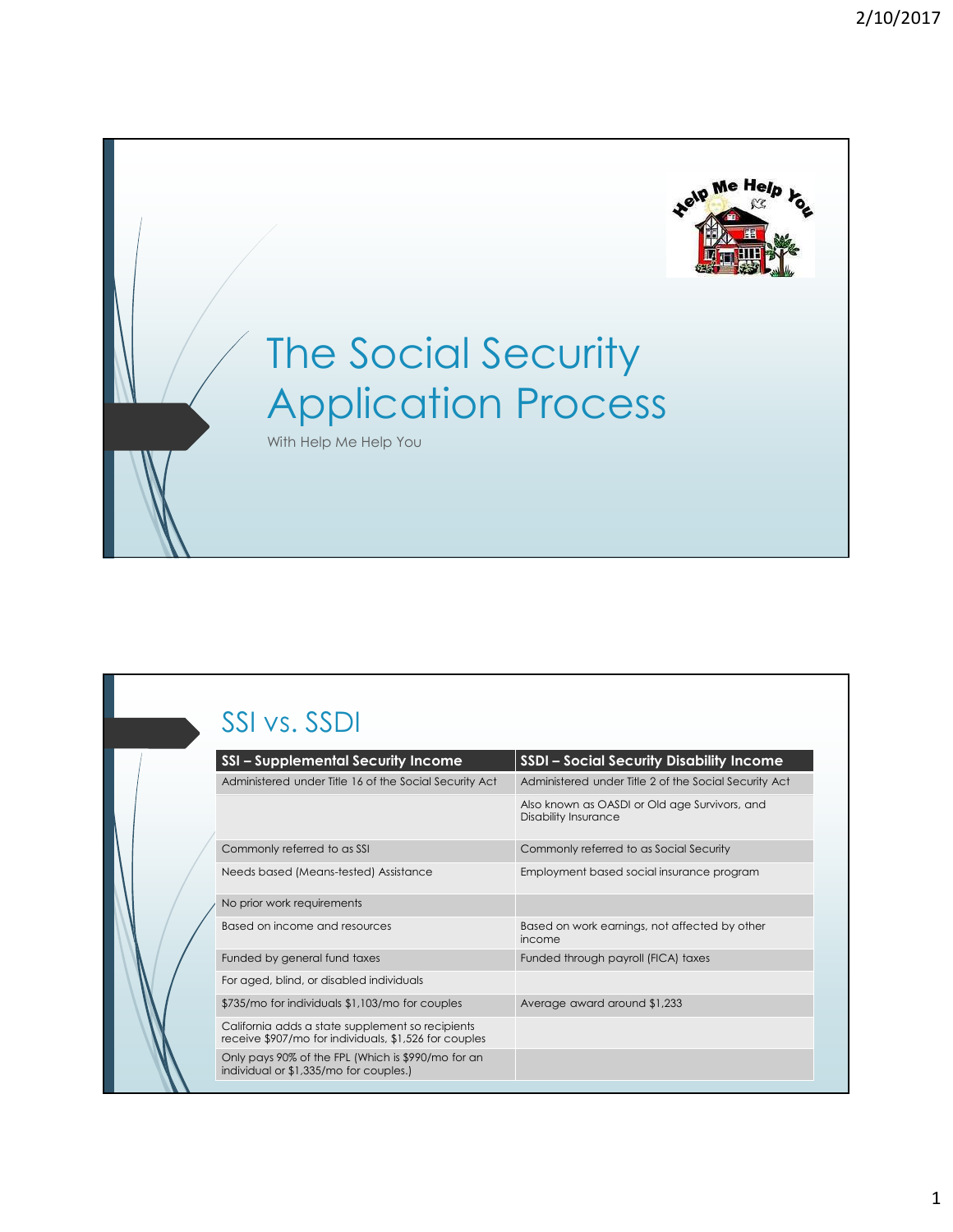# The Social Security Application Process

With Help Me Help You

## SSI vs. SSDI

| SSI – Supplemental Security Income | SSDI – Social Security Disability Income |
|---|---|
| Administered under Title 16 of the Social Security Act | Administered under Title 2 of the Social Security Act |
| | Also known as OASDI or Old age Survivors, and Disability Insurance |
| Commonly referred to as SSI | Commonly referred to as Social Security |
| Needs based (Means-tested) Assistance | Employment based social insurance program |
| No prior work requirements | |
| Based on income and resources | Based on work earnings, not affected by other income |
| Funded by general fund taxes | Funded through payroll (FICA) taxes |
| For aged, blind, or disabled individuals | |
| $735/mo for individuals $1,103/mo for couples | Average award around $1,233 |
| California adds a state supplement so recipients receive $907/mo for individuals, $1,526 for couples | |
| Only pays 90% of the FPL (Which is $990/mo for an individual or $1,335/mo for couples.) | |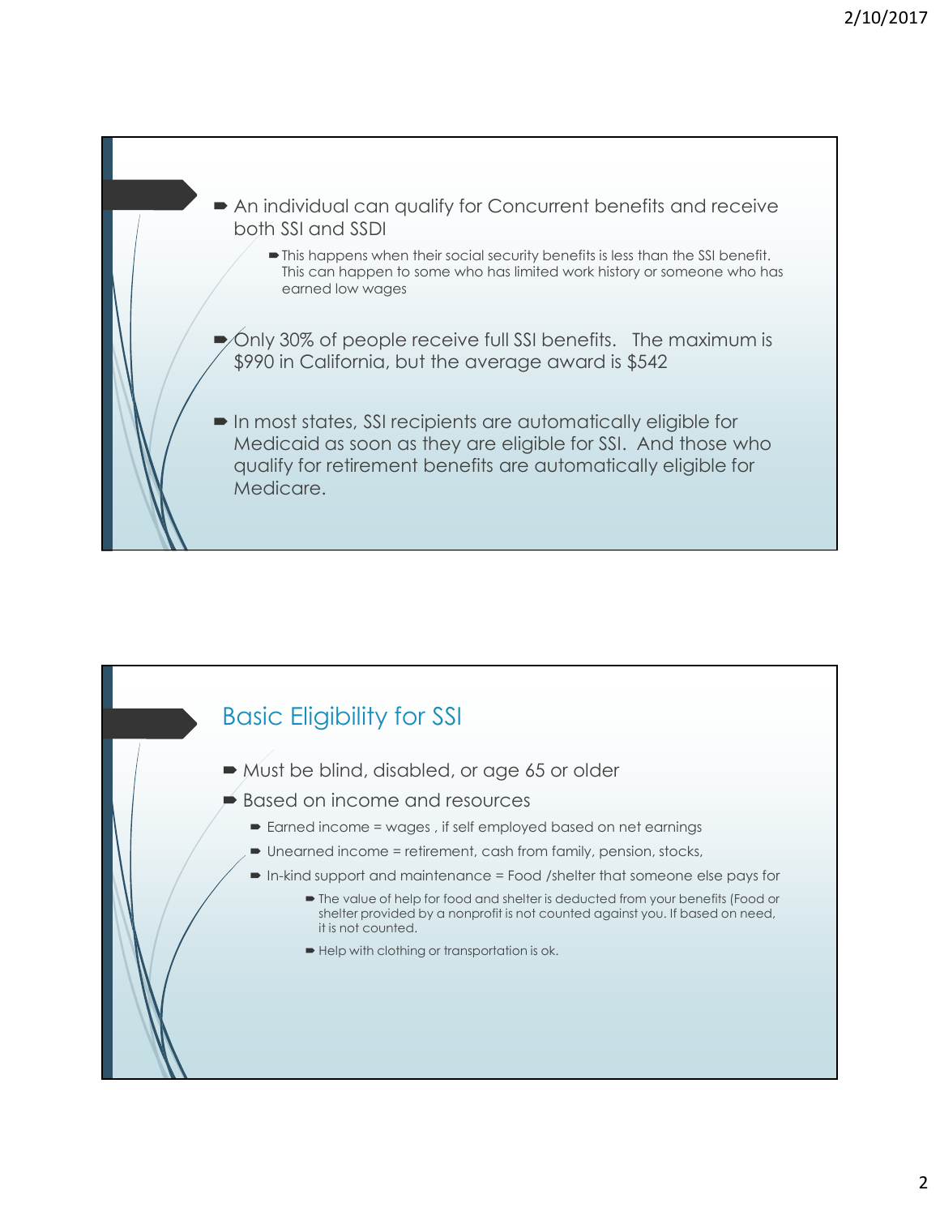- An individual can qualify for Concurrent benefits and receive both SSI and SSDI
  - This happens when their social security benefits is less than the SSI benefit. This can happen to some who has limited work history or someone who has earned low wages
- Only 30% of people receive full SSI benefits. The maximum is $990 in California, but the average award is $542
- In most states, SSI recipients are automatically eligible for Medicaid as soon as they are eligible for SSI. And those who qualify for retirement benefits are automatically eligible for Medicare.

## Basic Eligibility for SSI

- Must be blind, disabled, or age 65 or older
- Based on income and resources
  - Earned income = wages , if self employed based on net earnings
  - Unearned income = retirement, cash from family, pension, stocks,
  - In-kind support and maintenance = Food /shelter that someone else pays for
    - The value of help for food and shelter is deducted from your benefits (Food or shelter provided by a nonprofit is not counted against you. If based on need, it is not counted.
    - Help with clothing or transportation is ok.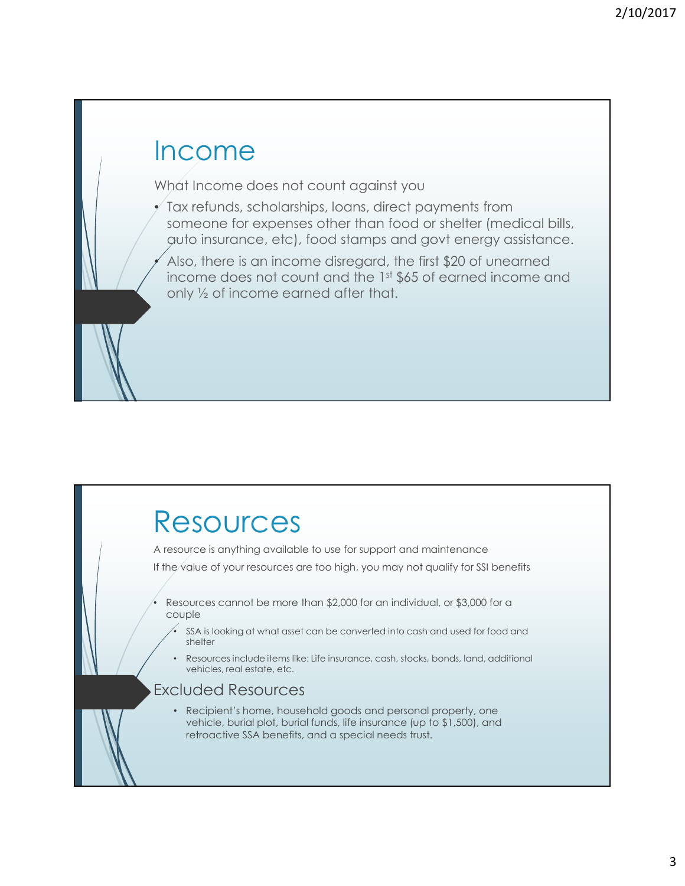# Income

What Income does not count against you

- Tax refunds, scholarships, loans, direct payments from someone for expenses other than food or shelter (medical bills, auto insurance, etc), food stamps and govt energy assistance.
- Also, there is an income disregard, the first $20 of unearned income does not count and the 1st $65 of earned income and only ½ of income earned after that.

# Resources

A resource is anything available to use for support and maintenance

If the value of your resources are too high, you may not qualify for SSI benefits

- Resources cannot be more than $2,000 for an individual, or $3,000 for a couple
  - SSA is looking at what asset can be converted into cash and used for food and shelter
  - Resources include items like: Life insurance, cash, stocks, bonds, land, additional vehicles, real estate, etc.

## Excluded Resources

- Recipient's home, household goods and personal property, one vehicle, burial plot, burial funds, life insurance (up to $1,500), and retroactive SSA benefits, and a special needs trust.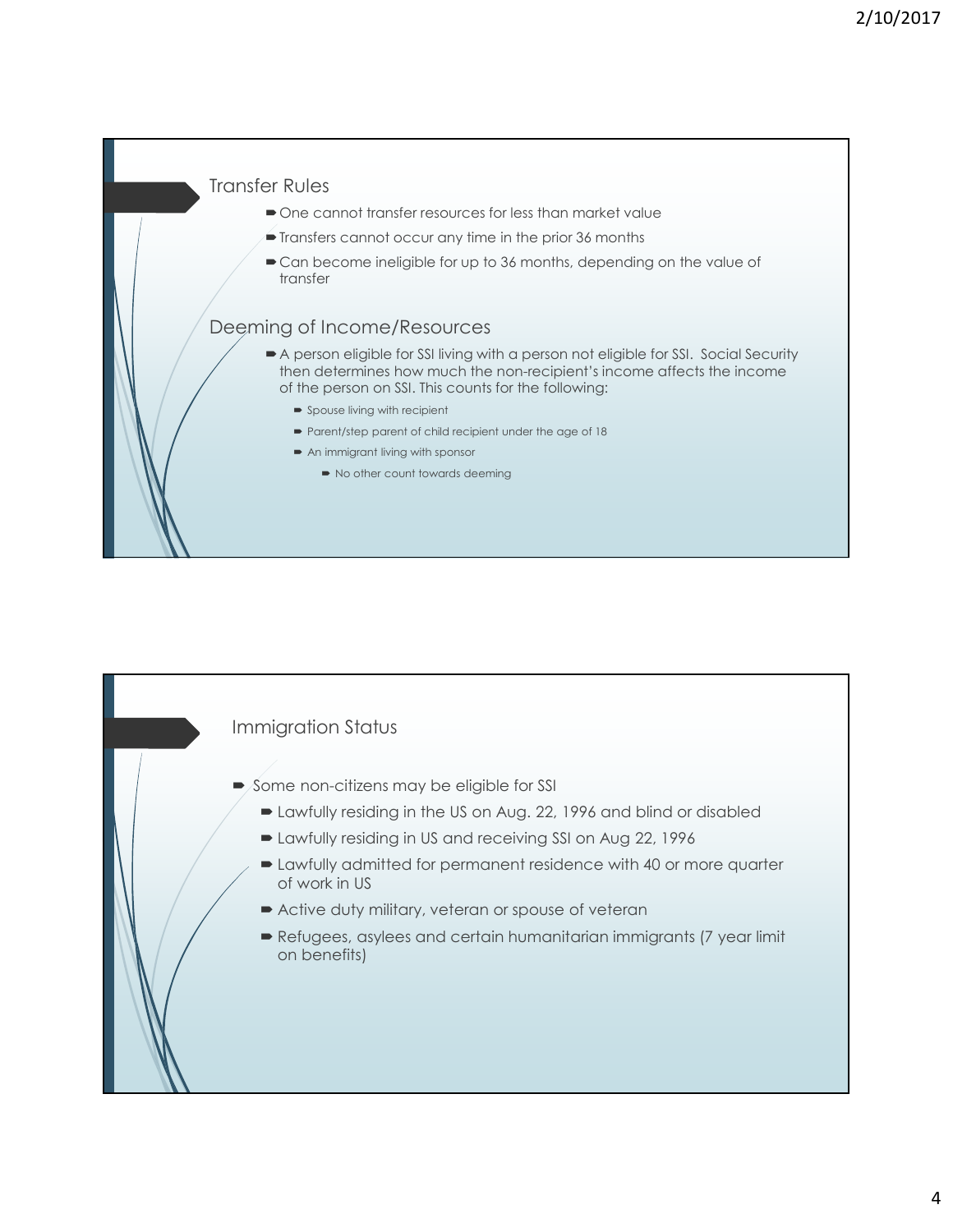## Transfer Rules

- One cannot transfer resources for less than market value
- Transfers cannot occur any time in the prior 36 months
- Can become ineligible for up to 36 months, depending on the value of transfer

## Deeming of Income/Resources

- A person eligible for SSI living with a person not eligible for SSI. Social Security then determines how much the non-recipient's income affects the income of the person on SSI. This counts for the following:
  - Spouse living with recipient
  - Parent/step parent of child recipient under the age of 18
  - An immigrant living with sponsor
    - No other count towards deeming

## Immigration Status

- Some non-citizens may be eligible for SSI
  - Lawfully residing in the US on Aug. 22, 1996 and blind or disabled
  - Lawfully residing in US and receiving SSI on Aug 22, 1996
  - Lawfully admitted for permanent residence with 40 or more quarter of work in US
  - Active duty military, veteran or spouse of veteran
  - Refugees, asylees and certain humanitarian immigrants (7 year limit on benefits)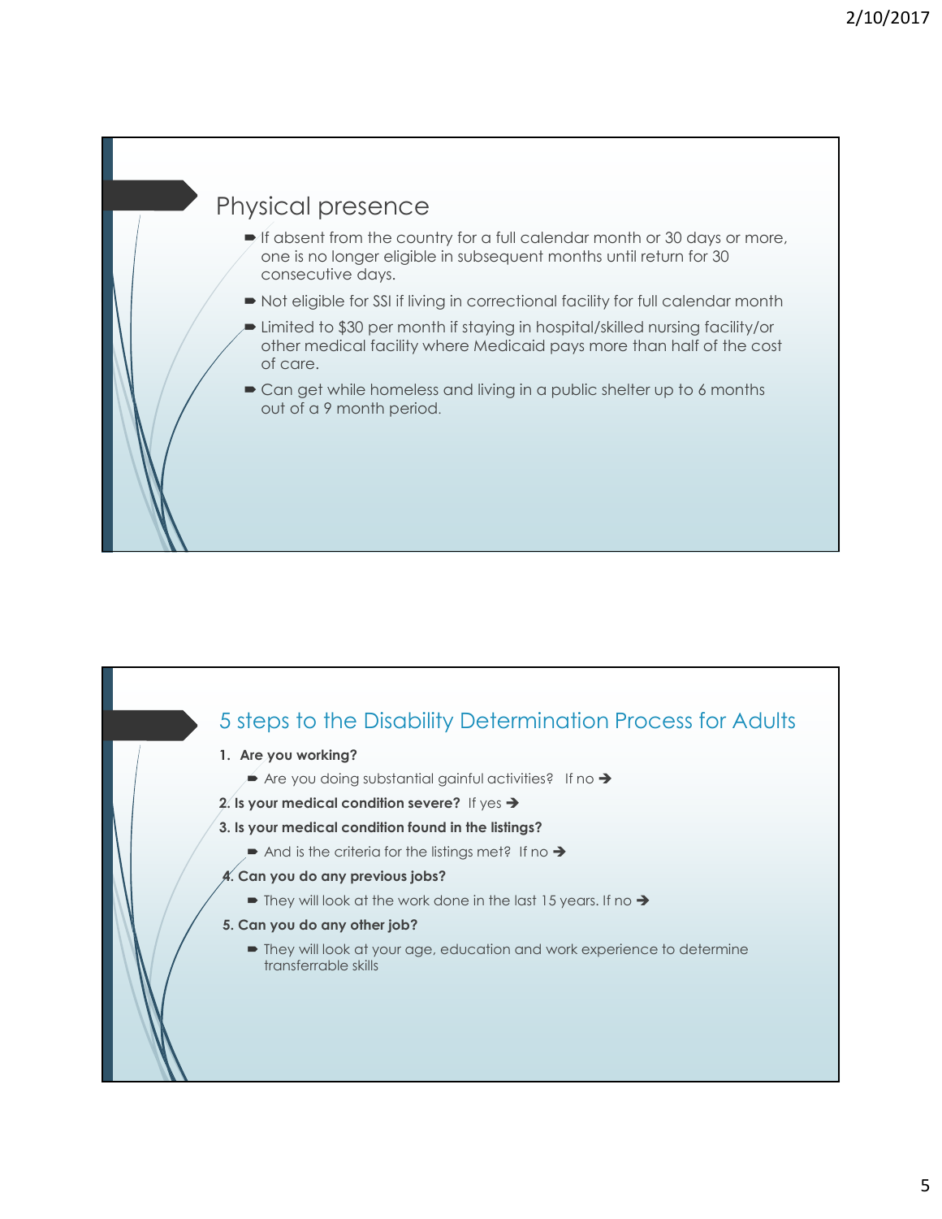## Physical presence

- If absent from the country for a full calendar month or 30 days or more, one is no longer eligible in subsequent months until return for 30 consecutive days.
- Not eligible for SSI if living in correctional facility for full calendar month
- Limited to $30 per month if staying in hospital/skilled nursing facility/or other medical facility where Medicaid pays more than half of the cost of care.
- Can get while homeless and living in a public shelter up to 6 months out of a 9 month period.

## 5 steps to the Disability Determination Process for Adults

1. **Are you working?**
   - Are you doing substantial gainful activities? If no ➔
2. **Is your medical condition severe?** If yes ➔
3. **Is your medical condition found in the listings?**
   - And is the criteria for the listings met? If no ➔
4. **Can you do any previous jobs?**
   - They will look at the work done in the last 15 years. If no ➔
5. **Can you do any other job?**
   - They will look at your age, education and work experience to determine transferrable skills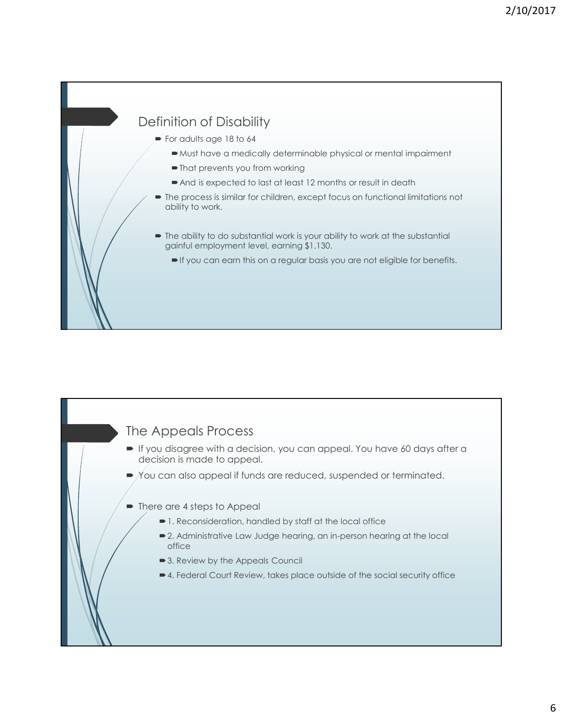## Definition of Disability

- For adults age 18 to 64
  - Must have a medically determinable physical or mental impairment
  - That prevents you from working
  - And is expected to last at least 12 months or result in death
- The process is similar for children, except focus on functional limitations not ability to work.
- The ability to do substantial work is your ability to work at the substantial gainful employment level, earning $1,130.
  - If you can earn this on a regular basis you are not eligible for benefits.

## The Appeals Process

- If you disagree with a decision, you can appeal. You have 60 days after a decision is made to appeal.
- You can also appeal if funds are reduced, suspended or terminated.
- There are 4 steps to Appeal
  - 1. Reconsideration, handled by staff at the local office
  - 2. Administrative Law Judge hearing, an in-person hearing at the local office
  - 3. Review by the Appeals Council
  - 4. Federal Court Review, takes place outside of the social security office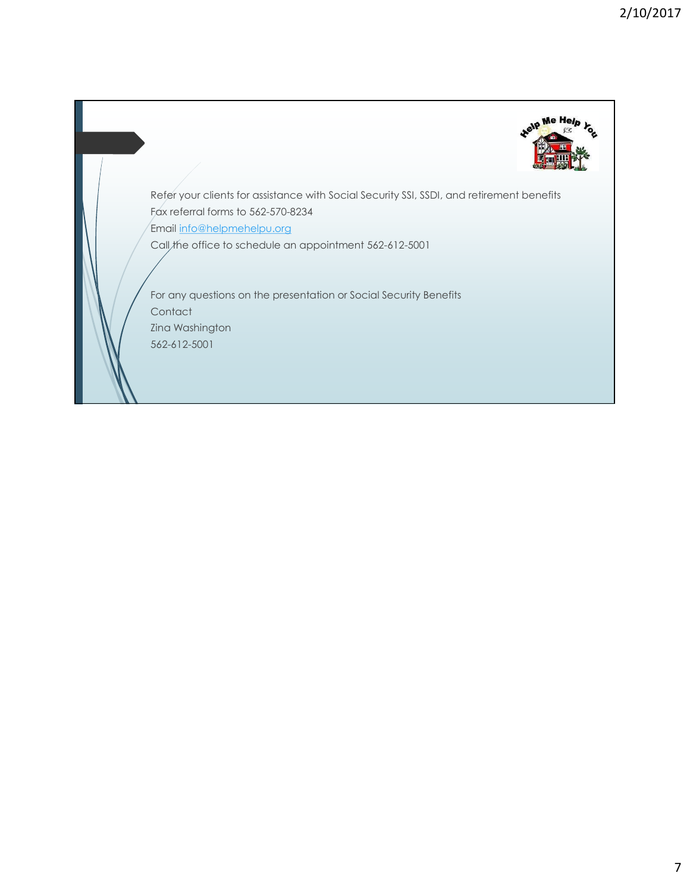Refer your clients for assistance with Social Security SSI, SSDI, and retirement benefits
Fax referral forms to 562-570-8234
Email info@helpmehelpu.org
Call the office to schedule an appointment 562-612-5001

For any questions on the presentation or Social Security Benefits
Contact
Zina Washington
562-612-5001